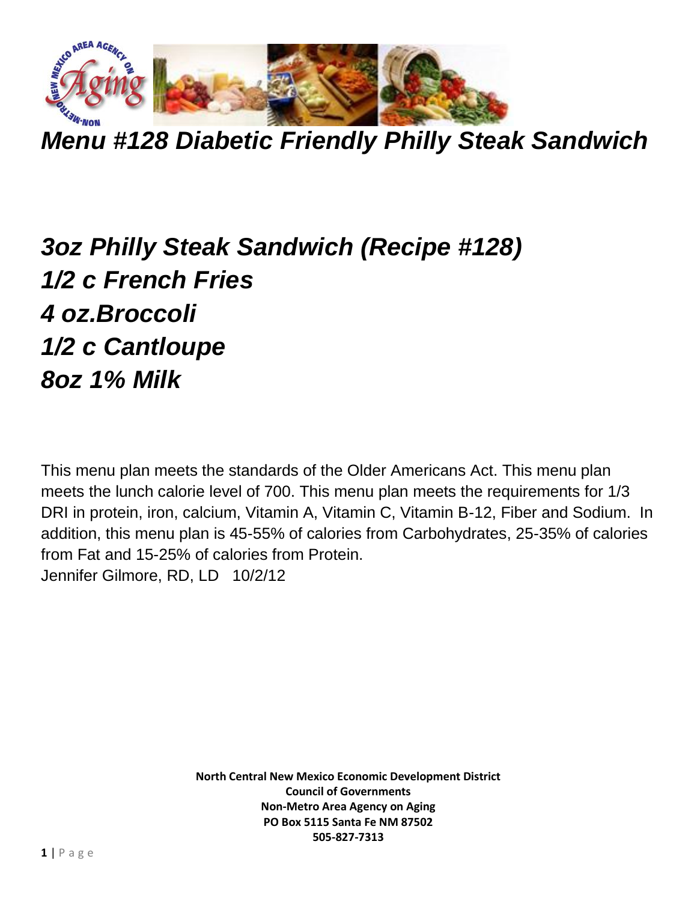# *Menu #128 Diabetic Friendly Philly Steak Sandwich*

## *3oz Philly Steak Sandwich (Recipe #128)*
## *1/2 c French Fries*
## *4 oz.Broccoli*
## *1/2 c Cantloupe*
## *8oz 1% Milk*

This menu plan meets the standards of the Older Americans Act. This menu plan meets the lunch calorie level of 700. This menu plan meets the requirements for 1/3 DRI in protein, iron, calcium, Vitamin A, Vitamin C, Vitamin B-12, Fiber and Sodium. In addition, this menu plan is 45-55% of calories from Carbohydrates, 25-35% of calories from Fat and 15-25% of calories from Protein.
Jennifer Gilmore, RD, LD 10/2/12

**North Central New Mexico Economic Development District**
**Council of Governments**
**Non-Metro Area Agency on Aging**
**PO Box 5115 Santa Fe NM 87502**
**505-827-7313**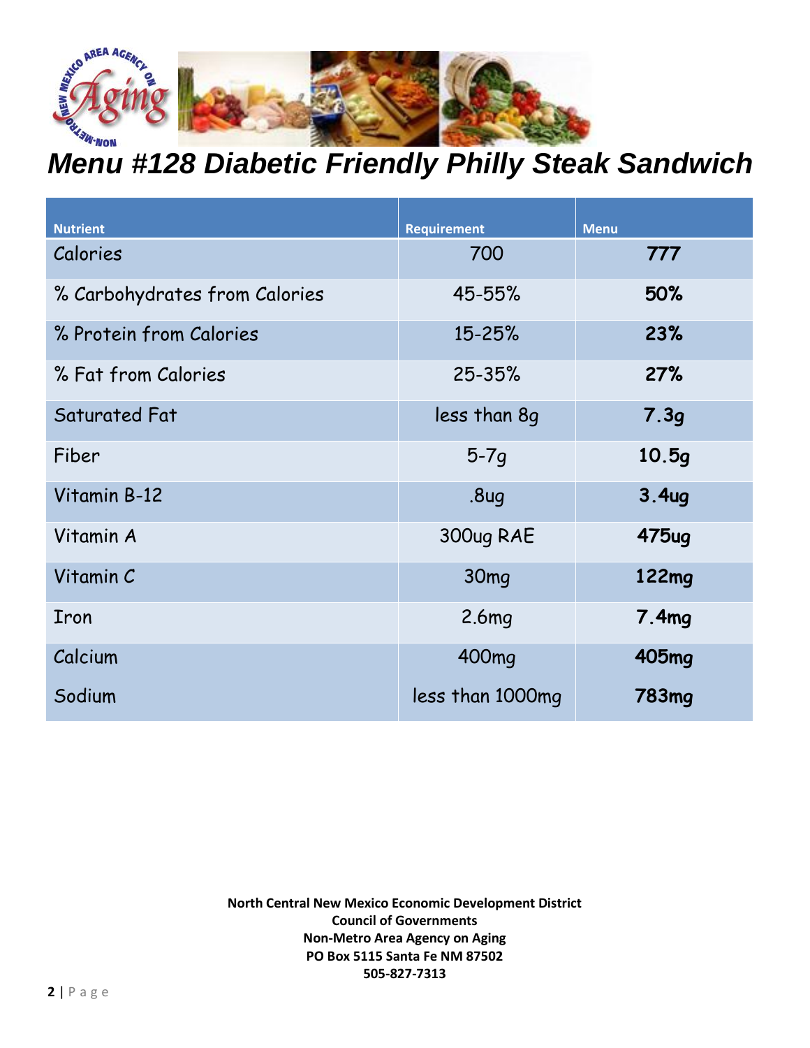# *Menu #128 Diabetic Friendly Philly Steak Sandwich*

| Nutrient | Requirement | Menu |
|---|---|---|
| Calories | 700 | **777** |
| % Carbohydrates from Calories | 45-55% | **50%** |
| % Protein from Calories | 15-25% | **23%** |
| % Fat from Calories | 25-35% | **27%** |
| Saturated Fat | less than 8g | **7.3g** |
| Fiber | 5-7g | **10.5g** |
| Vitamin B-12 | .8ug | **3.4ug** |
| Vitamin A | 300ug RAE | **475ug** |
| Vitamin C | 30mg | **122mg** |
| Iron | 2.6mg | **7.4mg** |
| Calcium | 400mg | **405mg** |
| Sodium | less than 1000mg | **783mg** |

**North Central New Mexico Economic Development District**
**Council of Governments**
**Non-Metro Area Agency on Aging**
**PO Box 5115 Santa Fe NM 87502**
**505-827-7313**